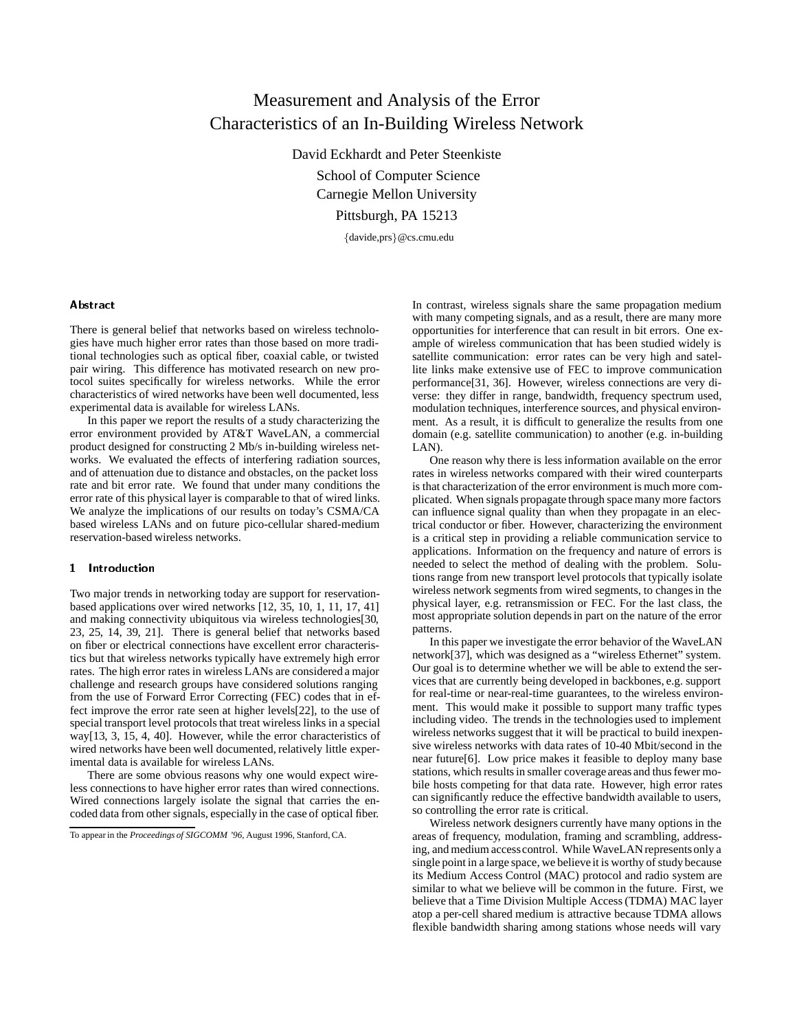# Measurement and Analysis of the Error Characteristics of an In-Building Wireless Network

David Eckhardt and Peter Steenkiste

School of Computer Science

Carnegie Mellon University

Pittsburgh, PA 15213

{davide,prs}@cs.cmu.edu

## Abstract

There is general belief that networks based on wireless technologies have much higher error rates than those based on more traditional technologies such as optical fiber, coaxial cable, or twisted pair wiring. This difference has motivated research on new protocol suites specifically for wireless networks. While the error characteristics of wired networks have been well documented, less experimental data is available for wireless LANs.

In this paper we report the results of a study characterizing the error environment provided by AT&T WaveLAN, a commercial product designed for constructing 2 Mb/s in-building wireless networks. We evaluated the effects of interfering radiation sources, and of attenuation due to distance and obstacles, on the packet loss rate and bit error rate. We found that under many conditions the error rate of this physical layer is comparable to that of wired links. We analyze the implications of our results on today's CSMA/CA based wireless LANs and on future pico-cellular shared-medium reservation-based wireless networks.

## 1 Introduction

Two major trends in networking today are support for reservation-based applications over wired networks [12, 35, 10, 1, 11, 17, 41] and making connectivity ubiquitous via wireless technologies[30, 23, 25, 14, 39, 21]. There is general belief that networks based on fiber or electrical connections have excellent error characteristics but that wireless networks typically have extremely high error rates. The high error rates in wireless LANs are considered a major challenge and research groups have considered solutions ranging from the use of Forward Error Correcting (FEC) codes that in effect improve the error rate seen at higher levels[22], to the use of special transport level protocols that treat wireless links in a special way[13, 3, 15, 4, 40]. However, while the error characteristics of wired networks have been well documented, relatively little experimental data is available for wireless LANs.

There are some obvious reasons why one would expect wireless connections to have higher error rates than wired connections. Wired connections largely isolate the signal that carries the encoded data from other signals, especially in the case of optical fiber. In contrast, wireless signals share the same propagation medium with many competing signals, and as a result, there are many more opportunities for interference that can result in bit errors. One example of wireless communication that has been studied widely is satellite communication: error rates can be very high and satellite links make extensive use of FEC to improve communication performance[31, 36]. However, wireless connections are very diverse: they differ in range, bandwidth, frequency spectrum used, modulation techniques, interference sources, and physical environment. As a result, it is difficult to generalize the results from one domain (e.g. satellite communication) to another (e.g. in-building LAN).

One reason why there is less information available on the error rates in wireless networks compared with their wired counterparts is that characterization of the error environment is much more complicated. When signals propagate through space many more factors can influence signal quality than when they propagate in an electrical conductor or fiber. However, characterizing the environment is a critical step in providing a reliable communication service to applications. Information on the frequency and nature of errors is needed to select the method of dealing with the problem. Solutions range from new transport level protocols that typically isolate wireless network segments from wired segments, to changes in the physical layer, e.g. retransmission or FEC. For the last class, the most appropriate solution depends in part on the nature of the error patterns.

In this paper we investigate the error behavior of the WaveLAN network[37], which was designed as a "wireless Ethernet" system. Our goal is to determine whether we will be able to extend the services that are currently being developed in backbones, e.g. support for real-time or near-real-time guarantees, to the wireless environment. This would make it possible to support many traffic types including video. The trends in the technologies used to implement wireless networks suggest that it will be practical to build inexpensive wireless networks with data rates of 10-40 Mbit/second in the near future[6]. Low price makes it feasible to deploy many base stations, which results in smaller coverage areas and thus fewer mobile hosts competing for that data rate. However, high error rates can significantly reduce the effective bandwidth available to users, so controlling the error rate is critical.

Wireless network designers currently have many options in the areas of frequency, modulation, framing and scrambling, addressing, and medium access control. While WaveLAN represents only a single point in a large space, we believe it is worthy of study because its Medium Access Control (MAC) protocol and radio system are similar to what we believe will be common in the future. First, we believe that a Time Division Multiple Access (TDMA) MAC layer atop a per-cell shared medium is attractive because TDMA allows flexible bandwidth sharing among stations whose needs will vary

To appear in the *Proceedings of SIGCOMM '96*, August 1996, Stanford, CA.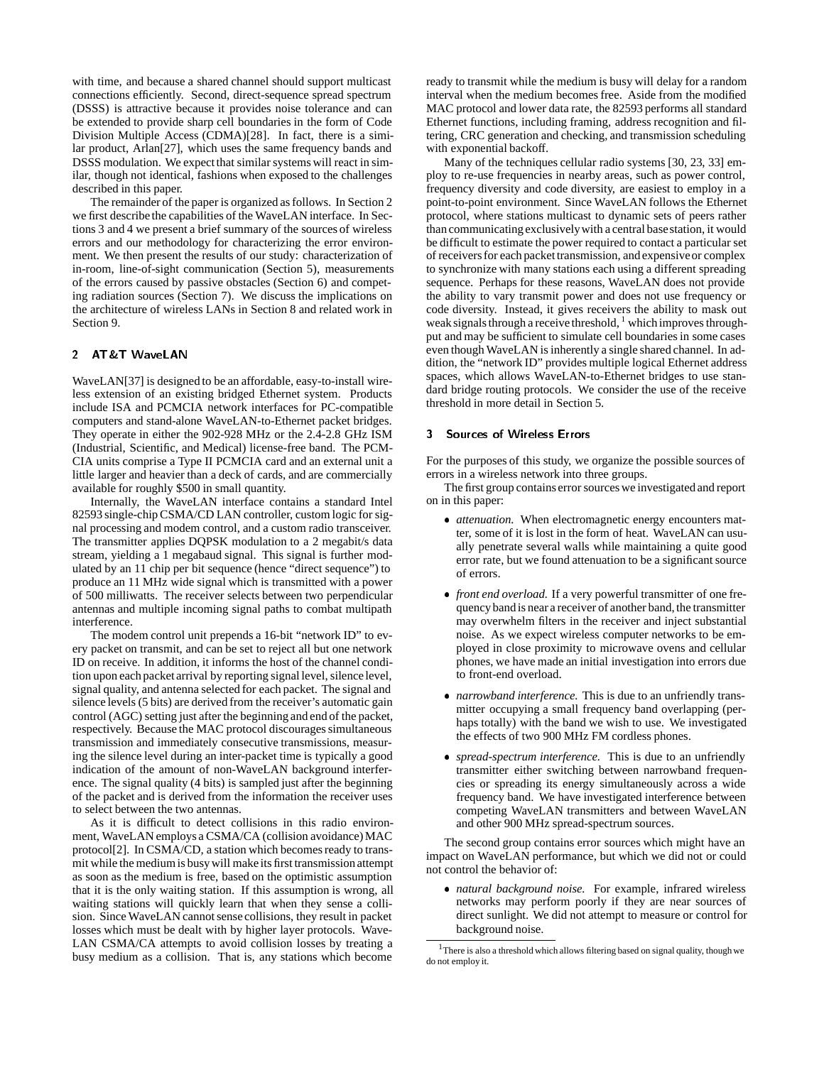with time, and because a shared channel should support multicast connections efficiently. Second, direct-sequence spread spectrum (DSSS) is attractive because it provides noise tolerance and can be extended to provide sharp cell boundaries in the form of Code Division Multiple Access (CDMA)[28]. In fact, there is a similar product, Arlan[27], which uses the same frequency bands and DSSS modulation. We expect that similar systems will react in similar, though not identical, fashions when exposed to the challenges described in this paper.

The remainder of the paper is organized as follows. In Section 2 we first describe the capabilities of the WaveLAN interface. In Sections 3 and 4 we present a brief summary of the sources of wireless errors and our methodology for characterizing the error environment. We then present the results of our study: characterization of in-room, line-of-sight communication (Section 5), measurements of the errors caused by passive obstacles (Section 6) and competing radiation sources (Section 7). We discuss the implications on the architecture of wireless LANs in Section 8 and related work in Section 9.

## 2 AT&T WaveLAN

WaveLAN[37] is designed to be an affordable, easy-to-install wireless extension of an existing bridged Ethernet system. Products include ISA and PCMCIA network interfaces for PC-compatible computers and stand-alone WaveLAN-to-Ethernet packet bridges. They operate in either the 902-928 MHz or the 2.4-2.8 GHz ISM (Industrial, Scientific, and Medical) license-free band. The PCMCIA units comprise a Type II PCMCIA card and an external unit a little larger and heavier than a deck of cards, and are commercially available for roughly $500 in small quantity.

Internally, the WaveLAN interface contains a standard Intel 82593 single-chip CSMA/CD LAN controller, custom logic for signal processing and modem control, and a custom radio transceiver. The transmitter applies DQPSK modulation to a 2 megabit/s data stream, yielding a 1 megabaud signal. This signal is further modulated by an 11 chip per bit sequence (hence "direct sequence") to produce an 11 MHz wide signal which is transmitted with a power of 500 milliwatts. The receiver selects between two perpendicular antennas and multiple incoming signal paths to combat multipath interference.

The modem control unit prepends a 16-bit "network ID" to every packet on transmit, and can be set to reject all but one network ID on receive. In addition, it informs the host of the channel condition upon each packet arrival by reporting signal level, silence level, signal quality, and antenna selected for each packet. The signal and silence levels (5 bits) are derived from the receiver's automatic gain control (AGC) setting just after the beginning and end of the packet, respectively. Because the MAC protocol discourages simultaneous transmission and immediately consecutive transmissions, measuring the silence level during an inter-packet time is typically a good indication of the amount of non-WaveLAN background interference. The signal quality (4 bits) is sampled just after the beginning of the packet and is derived from the information the receiver uses to select between the two antennas.

As it is difficult to detect collisions in this radio environment, WaveLAN employs a CSMA/CA (collision avoidance) MAC protocol[2]. In CSMA/CD, a station which becomes ready to transmit while the medium is busy will make its first transmission attempt as soon as the medium is free, based on the optimistic assumption that it is the only waiting station. If this assumption is wrong, all waiting stations will quickly learn that when they sense a collision. Since WaveLAN cannot sense collisions, they result in packet losses which must be dealt with by higher layer protocols. WaveLAN CSMA/CA attempts to avoid collision losses by treating a busy medium as a collision. That is, any stations which become ready to transmit while the medium is busy will delay for a random interval when the medium becomes free. Aside from the modified MAC protocol and lower data rate, the 82593 performs all standard Ethernet functions, including framing, address recognition and filtering, CRC generation and checking, and transmission scheduling with exponential backoff.

Many of the techniques cellular radio systems [30, 23, 33] employ to re-use frequencies in nearby areas, such as power control, frequency diversity and code diversity, are easiest to employ in a point-to-point environment. Since WaveLAN follows the Ethernet protocol, where stations multicast to dynamic sets of peers rather than communicating exclusively with a central base station, it would be difficult to estimate the power required to contact a particular set of receivers for each packet transmission, and expensive or complex to synchronize with many stations each using a different spreading sequence. Perhaps for these reasons, WaveLAN does not provide the ability to vary transmit power and does not use frequency or code diversity. Instead, it gives receivers the ability to mask out weak signals through a receive threshold, [1] which improves throughput and may be sufficient to simulate cell boundaries in some cases even though WaveLAN is inherently a single shared channel. In addition, the "network ID" provides multiple logical Ethernet address spaces, which allows WaveLAN-to-Ethernet bridges to use standard bridge routing protocols. We consider the use of the receive threshold in more detail in Section 5.

## 3 Sources of Wireless Errors

For the purposes of this study, we organize the possible sources of errors in a wireless network into three groups.

The first group contains error sources we investigated and report on in this paper:

- *attenuation.* When electromagnetic energy encounters matter, some of it is lost in the form of heat. WaveLAN can usually penetrate several walls while maintaining a quite good error rate, but we found attenuation to be a significant source of errors.
- *front end overload.* If a very powerful transmitter of one frequency band is near a receiver of another band, the transmitter may overwhelm filters in the receiver and inject substantial noise. As we expect wireless computer networks to be employed in close proximity to microwave ovens and cellular phones, we have made an initial investigation into errors due to front-end overload.
- *narrowband interference.* This is due to an unfriendly transmitter occupying a small frequency band overlapping (perhaps totally) with the band we wish to use. We investigated the effects of two 900 MHz FM cordless phones.
- *spread-spectrum interference.* This is due to an unfriendly transmitter either switching between narrowband frequencies or spreading its energy simultaneously across a wide frequency band. We have investigated interference between competing WaveLAN transmitters and between WaveLAN and other 900 MHz spread-spectrum sources.

The second group contains error sources which might have an impact on WaveLAN performance, but which we did not or could not control the behavior of:

- *natural background noise.* For example, infrared wireless networks may perform poorly if they are near sources of direct sunlight. We did not attempt to measure or control for background noise.

[1] There is also a threshold which allows filtering based on signal quality, though we do not employ it.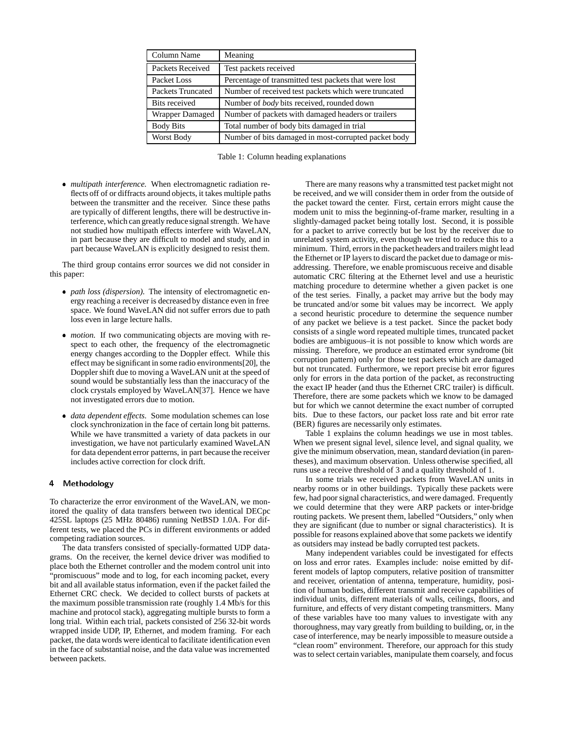| Column Name | Meaning |
|---|---|
| Packets Received | Test packets received |
| Packet Loss | Percentage of transmitted test packets that were lost |
| Packets Truncated | Number of received test packets which were truncated |
| Bits received | Number of *body* bits received, rounded down |
| Wrapper Damaged | Number of packets with damaged headers or trailers |
| Body Bits | Total number of body bits damaged in trial |
| Worst Body | Number of bits damaged in most-corrupted packet body |

Table 1: Column heading explanations

- *multipath interference.* When electromagnetic radiation reflects off of or diffracts around objects, it takes multiple paths between the transmitter and the receiver. Since these paths are typically of different lengths, there will be destructive interference, which can greatly reduce signal strength. We have not studied how multipath effects interfere with WaveLAN, in part because they are difficult to model and study, and in part because WaveLAN is explicitly designed to resist them.

The third group contains error sources we did not consider in this paper:

- *path loss (dispersion).* The intensity of electromagnetic energy reaching a receiver is decreased by distance even in free space. We found WaveLAN did not suffer errors due to path loss even in large lecture halls.
- *motion.* If two communicating objects are moving with respect to each other, the frequency of the electromagnetic energy changes according to the Doppler effect. While this effect may be significant in some radio environments[20], the Doppler shift due to moving a WaveLAN unit at the speed of sound would be substantially less than the inaccuracy of the clock crystals employed by WaveLAN[37]. Hence we have not investigated errors due to motion.
- *data dependent effects.* Some modulation schemes can lose clock synchronization in the face of certain long bit patterns. While we have transmitted a variety of data packets in our investigation, we have not particularly examined WaveLAN for data dependent error patterns, in part because the receiver includes active correction for clock drift.

## 4 Methodology

To characterize the error environment of the WaveLAN, we monitored the quality of data transfers between two identical DECpc 425SL laptops (25 MHz 80486) running NetBSD 1.0A. For different tests, we placed the PCs in different environments or added competing radiation sources.

The data transfers consisted of specially-formatted UDP datagrams. On the receiver, the kernel device driver was modified to place both the Ethernet controller and the modem control unit into "promiscuous" mode and to log, for each incoming packet, every bit and all available status information, even if the packet failed the Ethernet CRC check. We decided to collect bursts of packets at the maximum possible transmission rate (roughly 1.4 Mb/s for this machine and protocol stack), aggregating multiple bursts to form a long trial. Within each trial, packets consisted of 256 32-bit words wrapped inside UDP, IP, Ethernet, and modem framing. For each packet, the data words were identical to facilitate identification even in the face of substantial noise, and the data value was incremented between packets.

There are many reasons why a transmitted test packet might not be received, and we will consider them in order from the outside of the packet toward the center. First, certain errors might cause the modem unit to miss the beginning-of-frame marker, resulting in a slightly-damaged packet being totally lost. Second, it is possible for a packet to arrive correctly but be lost by the receiver due to unrelated system activity, even though we tried to reduce this to a minimum. Third, errors in the packet headers and trailers might lead the Ethernet or IP layers to discard the packet due to damage or misaddressing. Therefore, we enable promiscuous receive and disable automatic CRC filtering at the Ethernet level and use a heuristic matching procedure to determine whether a given packet is one of the test series. Finally, a packet may arrive but the body may be truncated and/or some bit values may be incorrect. We apply a second heuristic procedure to determine the sequence number of any packet we believe is a test packet. Since the packet body consists of a single word repeated multiple times, truncated packet bodies are ambiguous–it is not possible to know which words are missing. Therefore, we produce an estimated error syndrome (bit corruption pattern) only for those test packets which are damaged but not truncated. Furthermore, we report precise bit error figures only for errors in the data portion of the packet, as reconstructing the exact IP header (and thus the Ethernet CRC trailer) is difficult. Therefore, there are some packets which we know to be damaged but for which we cannot determine the exact number of corrupted bits. Due to these factors, our packet loss rate and bit error rate (BER) figures are necessarily only estimates.

Table 1 explains the column headings we use in most tables. When we present signal level, silence level, and signal quality, we give the minimum observation, mean, standard deviation (in parentheses), and maximum observation. Unless otherwise specified, all runs use a receive threshold of 3 and a quality threshold of 1.

In some trials we received packets from WaveLAN units in nearby rooms or in other buildings. Typically these packets were few, had poor signal characteristics, and were damaged. Frequently we could determine that they were ARP packets or inter-bridge routing packets. We present them, labelled "Outsiders," only when they are significant (due to number or signal characteristics). It is possible for reasons explained above that some packets we identify as outsiders may instead be badly corrupted test packets.

Many independent variables could be investigated for effects on loss and error rates. Examples include: noise emitted by different models of laptop computers, relative position of transmitter and receiver, orientation of antenna, temperature, humidity, position of human bodies, different transmit and receive capabilities of individual units, different materials of walls, ceilings, floors, and furniture, and effects of very distant competing transmitters. Many of these variables have too many values to investigate with any thoroughness, may vary greatly from building to building, or, in the case of interference, may be nearly impossible to measure outside a "clean room" environment. Therefore, our approach for this study was to select certain variables, manipulate them coarsely, and focus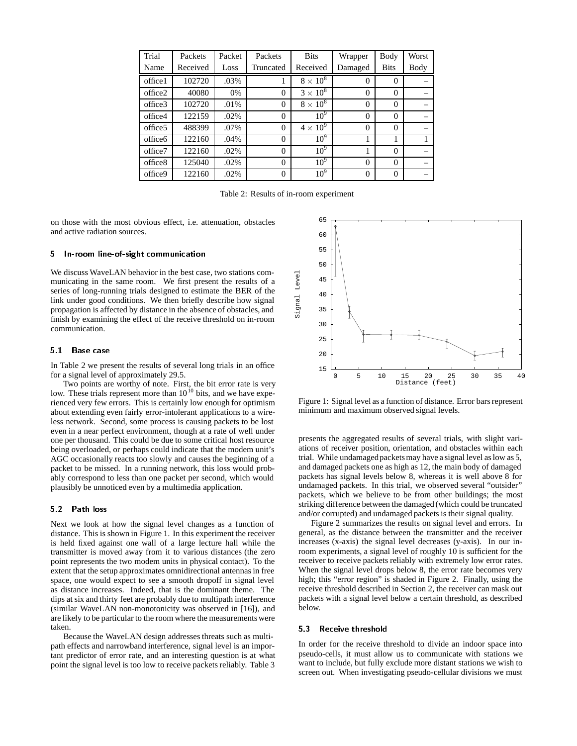| Trial Name | Packets Received | Packet Loss | Packets Truncated | Bits Received | Wrapper Damaged | Body Bits | Worst Body |
|---|---|---|---|---|---|---|---|
| office1 | 102720 | .03% | 1 | $8 \times 10^8$ | 0 | 0 | – |
| office2 | 40080 | 0% | 0 | $3 \times 10^8$ | 0 | 0 | – |
| office3 | 102720 | .01% | 0 | $8 \times 10^8$ | 0 | 0 | – |
| office4 | 122159 | .02% | 0 | $10^9$ | 0 | 0 | – |
| office5 | 488399 | .07% | 0 | $4 \times 10^9$ | 0 | 0 | – |
| office6 | 122160 | .04% | 0 | $10^9$ | 1 | 1 | 1 |
| office7 | 122160 | .02% | 0 | $10^9$ | 1 | 0 | – |
| office8 | 125040 | .02% | 0 | $10^9$ | 0 | 0 | – |
| office9 | 122160 | .02% | 0 | $10^9$ | 0 | 0 | – |

Table 2: Results of in-room experiment

on those with the most obvious effect, i.e. attenuation, obstacles and active radiation sources.

## 5 In-room line-of-sight communication

We discuss WaveLAN behavior in the best case, two stations communicating in the same room. We first present the results of a series of long-running trials designed to estimate the BER of the link under good conditions. We then briefly describe how signal propagation is affected by distance in the absence of obstacles, and finish by examining the effect of the receive threshold on in-room communication.

### 5.1 Base case

In Table 2 we present the results of several long trials in an office for a signal level of approximately 29.5.

Two points are worthy of note. First, the bit error rate is very low. These trials represent more than $10^{10}$ bits, and we have experienced very few errors. This is certainly low enough for optimism about extending even fairly error-intolerant applications to a wireless network. Second, some process is causing packets to be lost even in a near perfect environment, though at a rate of well under one per thousand. This could be due to some critical host resource being overloaded, or perhaps could indicate that the modem unit's AGC occasionally reacts too slowly and causes the beginning of a packet to be missed. In a running network, this loss would probably correspond to less than one packet per second, which would plausibly be unnoticed even by a multimedia application.

### 5.2 Path loss

Next we look at how the signal level changes as a function of distance. This is shown in Figure 1. In this experiment the receiver is held fixed against one wall of a large lecture hall while the transmitter is moved away from it to various distances (the zero point represents the two modem units in physical contact). To the extent that the setup approximates omnidirectional antennas in free space, one would expect to see a smooth dropoff in signal level as distance increases. Indeed, that is the dominant theme. The dips at six and thirty feet are probably due to multipath interference (similar WaveLAN non-monotonicity was observed in [16]), and are likely to be particular to the room where the measurements were taken.

Because the WaveLAN design addresses threats such as multipath effects and narrowband interference, signal level is an important predictor of error rate, and an interesting question is at what point the signal level is too low to receive packets reliably. Table 3 presents the aggregated results of several trials, with slight variations of receiver position, orientation, and obstacles within each trial. While undamaged packets may have a signal level as low as 5, and damaged packets one as high as 12, the main body of damaged packets has signal levels below 8, whereas it is well above 8 for undamaged packets. In this trial, we observed several "outsider" packets, which we believe to be from other buildings; the most striking difference between the damaged (which could be truncated and/or corrupted) and undamaged packets is their signal quality.

Figure 1: Signal level as a function of distance. Error bars represent minimum and maximum observed signal levels.

Figure 2 summarizes the results on signal level and errors. In general, as the distance between the transmitter and the receiver increases (x-axis) the signal level decreases (y-axis). In our in-room experiments, a signal level of roughly 10 is sufficient for the receiver to receive packets reliably with extremely low error rates. When the signal level drops below 8, the error rate becomes very high; this "error region" is shaded in Figure 2. Finally, using the receive threshold described in Section 2, the receiver can mask out packets with a signal level below a certain threshold, as described below.

### 5.3 Receive threshold

In order for the receive threshold to divide an indoor space into pseudo-cells, it must allow us to communicate with stations we want to include, but fully exclude more distant stations we wish to screen out. When investigating pseudo-cellular divisions we must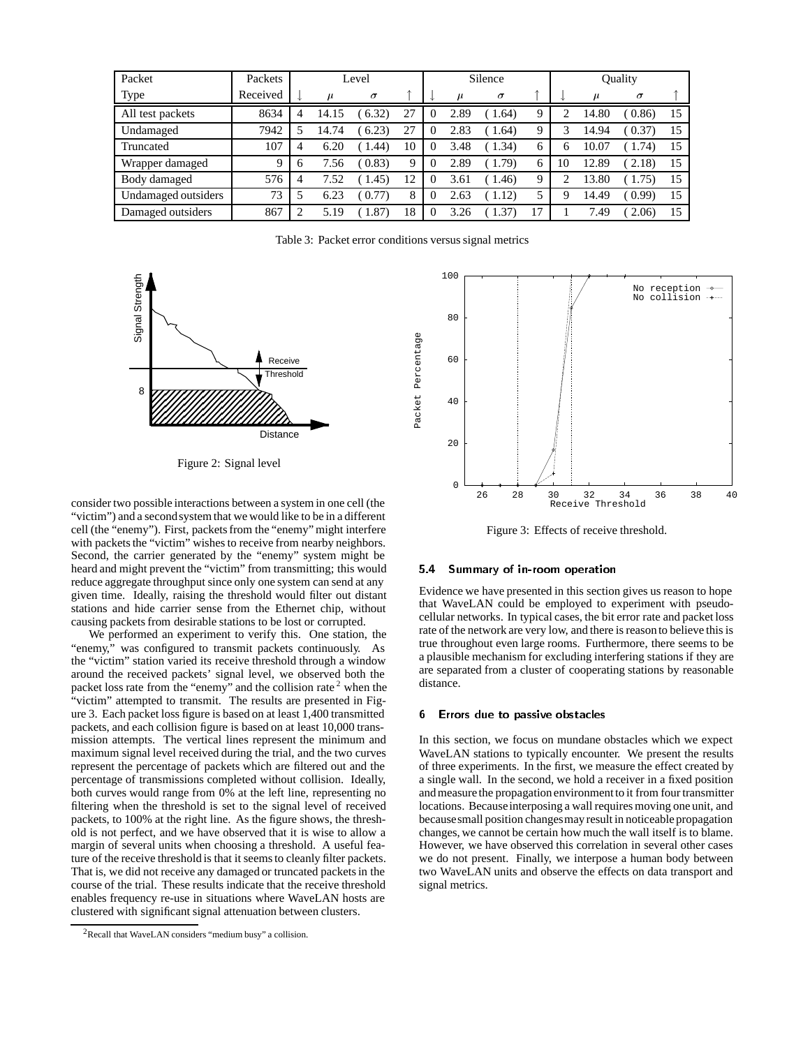| Packet | Packets | Level | | | | Silence | | | | Quality | | | |
|---|---|---|---|---|---|---|---|---|---|---|---|---|---|
| Type | Received | ↓ | $\mu$ | $\sigma$ | ↑ | ↓ | $\mu$ | $\sigma$ | ↑ | ↓ | $\mu$ | $\sigma$ | ↑ |
| All test packets | 8634 | 4 | 14.15 | (6.32) | 27 | 0 | 2.89 | (1.64) | 9 | 2 | 14.80 | (0.86) | 15 |
| Undamaged | 7942 | 5 | 14.74 | (6.23) | 27 | 0 | 2.83 | (1.64) | 9 | 3 | 14.94 | (0.37) | 15 |
| Truncated | 107 | 4 | 6.20 | (1.44) | 10 | 0 | 3.48 | (1.34) | 6 | 6 | 10.07 | (1.74) | 15 |
| Wrapper damaged | 9 | 6 | 7.56 | (0.83) | 9 | 0 | 2.89 | (1.79) | 6 | 10 | 12.89 | (2.18) | 15 |
| Body damaged | 576 | 4 | 7.52 | (1.45) | 12 | 0 | 3.61 | (1.46) | 9 | 2 | 13.80 | (1.75) | 15 |
| Undamaged outsiders | 73 | 5 | 6.23 | (0.77) | 8 | 0 | 2.63 | (1.12) | 5 | 9 | 14.49 | (0.99) | 15 |
| Damaged outsiders | 867 | 2 | 5.19 | (1.87) | 18 | 0 | 3.26 | (1.37) | 17 | 1 | 7.49 | (2.06) | 15 |

Table 3: Packet error conditions versus signal metrics

Figure 2: Signal level

consider two possible interactions between a system in one cell (the "victim") and a second system that we would like to be in a different cell (the "enemy"). First, packets from the "enemy" might interfere with packets the "victim" wishes to receive from nearby neighbors. Second, the carrier generated by the "enemy" system might be heard and might prevent the "victim" from transmitting; this would reduce aggregate throughput since only one system can send at any given time. Ideally, raising the threshold would filter out distant stations and hide carrier sense from the Ethernet chip, without causing packets from desirable stations to be lost or corrupted.

We performed an experiment to verify this. One station, the "enemy," was configured to transmit packets continuously. As the "victim" station varied its receive threshold through a window around the received packets' signal level, we observed both the packet loss rate from the "enemy" and the collision rate [2] when the "victim" attempted to transmit. The results are presented in Figure 3. Each packet loss figure is based on at least 1,400 transmitted packets, and each collision figure is based on at least 10,000 transmission attempts. The vertical lines represent the minimum and maximum signal level received during the trial, and the two curves represent the percentage of packets which are filtered out and the percentage of transmissions completed without collision. Ideally, both curves would range from 0% at the left line, representing no filtering when the threshold is set to the signal level of received packets, to 100% at the right line. As the figure shows, the threshold is not perfect, and we have observed that it is wise to allow a margin of several units when choosing a threshold. A useful feature of the receive threshold is that it seems to cleanly filter packets. That is, we did not receive any damaged or truncated packets in the course of the trial. These results indicate that the receive threshold enables frequency re-use in situations where WaveLAN hosts are clustered with significant signal attenuation between clusters.

[2] Recall that WaveLAN considers "medium busy" a collision.

Figure 3: Effects of receive threshold.

### 5.4 Summary of in-room operation

Evidence we have presented in this section gives us reason to hope that WaveLAN could be employed to experiment with pseudo-cellular networks. In typical cases, the bit error rate and packet loss rate of the network are very low, and there is reason to believe this is true throughout even large rooms. Furthermore, there seems to be a plausible mechanism for excluding interfering stations if they are are separated from a cluster of cooperating stations by reasonable distance.

## 6 Errors due to passive obstacles

In this section, we focus on mundane obstacles which we expect WaveLAN stations to typically encounter. We present the results of three experiments. In the first, we measure the effect created by a single wall. In the second, we hold a receiver in a fixed position and measure the propagation environment to it from four transmitter locations. Because interposing a wall requires moving one unit, and because small position changes may result in noticeable propagation changes, we cannot be certain how much the wall itself is to blame. However, we have observed this correlation in several other cases we do not present. Finally, we interpose a human body between two WaveLAN units and observe the effects on data transport and signal metrics.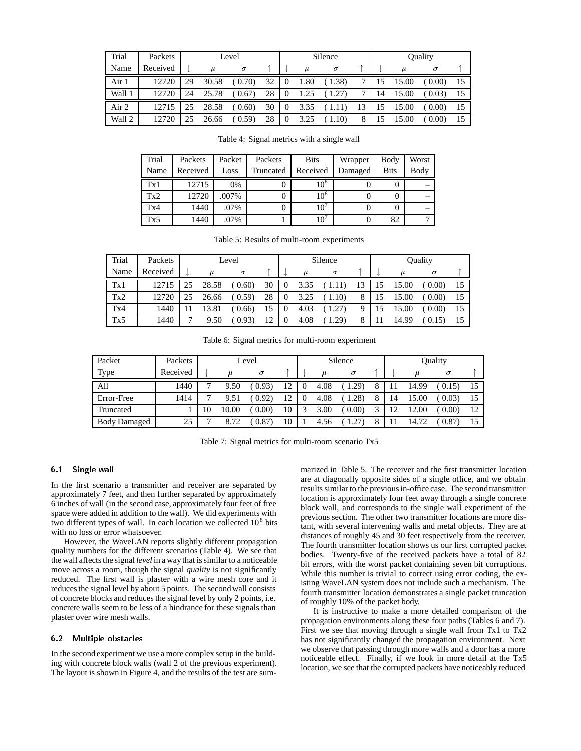| Trial | Packets | Level | | | | Silence | | | | Quality | | | |
|---|---|---|---|---|---|---|---|---|---|---|---|---|---|
| Name | Received | ↓ | $\mu$ | $\sigma$ | ↑ | ↓ | $\mu$ | $\sigma$ | ↑ | ↓ | $\mu$ | $\sigma$ | ↑ |
| Air 1 | 12720 | 29 | 30.58 | ( 0.70) | 32 | 0 | 1.80 | ( 1.38) | 7 | 15 | 15.00 | ( 0.00) | 15 |
| Wall 1 | 12720 | 24 | 25.78 | ( 0.67) | 28 | 0 | 1.25 | ( 1.27) | 7 | 14 | 15.00 | ( 0.03) | 15 |
| Air 2 | 12715 | 25 | 28.58 | ( 0.60) | 30 | 0 | 3.35 | ( 1.11) | 13 | 15 | 15.00 | ( 0.00) | 15 |
| Wall 2 | 12720 | 25 | 26.66 | ( 0.59) | 28 | 0 | 3.25 | ( 1.10) | 8 | 15 | 15.00 | ( 0.00) | 15 |

Table 4: Signal metrics with a single wall

| Trial Name | Packets Received | Packet Loss | Packets Truncated | Bits Received | Wrapper Damaged | Body Bits | Worst Body |
|---|---|---|---|---|---|---|---|
| Tx1 | 12715 | 0% | 0 | $10^8$ | 0 | 0 | – |
| Tx2 | 12720 | .007% | 0 | $10^8$ | 0 | 0 | – |
| Tx4 | 1440 | .07% | 0 | $10^7$ | 0 | 0 | – |
| Tx5 | 1440 | .07% | 1 | $10^7$ | 0 | 82 | 7 |

Table 5: Results of multi-room experiments

| Trial | Packets | Level | | | | Silence | | | | Quality | | | |
|---|---|---|---|---|---|---|---|---|---|---|---|---|---|
| Name | Received | ↓ | $\mu$ | $\sigma$ | ↑ | ↓ | $\mu$ | $\sigma$ | ↑ | ↓ | $\mu$ | $\sigma$ | ↑ |
| Tx1 | 12715 | 25 | 28.58 | ( 0.60) | 30 | 0 | 3.35 | ( 1.11) | 13 | 15 | 15.00 | ( 0.00) | 15 |
| Tx2 | 12720 | 25 | 26.66 | ( 0.59) | 28 | 0 | 3.25 | ( 1.10) | 8 | 15 | 15.00 | ( 0.00) | 15 |
| Tx4 | 1440 | 11 | 13.81 | ( 0.66) | 15 | 0 | 4.03 | ( 1.27) | 9 | 15 | 15.00 | ( 0.00) | 15 |
| Tx5 | 1440 | 7 | 9.50 | ( 0.93) | 12 | 0 | 4.08 | ( 1.29) | 8 | 11 | 14.99 | ( 0.15) | 15 |

Table 6: Signal metrics for multi-room experiment

| Packet | Packets | Level | | | | Silence | | | | Quality | | | |
|---|---|---|---|---|---|---|---|---|---|---|---|---|---|
| Type | Received | ↓ | $\mu$ | $\sigma$ | ↑ | ↓ | $\mu$ | $\sigma$ | ↑ | ↓ | $\mu$ | $\sigma$ | ↑ |
| All | 1440 | 7 | 9.50 | ( 0.93) | 12 | 0 | 4.08 | ( 1.29) | 8 | 11 | 14.99 | ( 0.15) | 15 |
| Error-Free | 1414 | 7 | 9.51 | ( 0.92) | 12 | 0 | 4.08 | ( 1.28) | 8 | 14 | 15.00 | ( 0.03) | 15 |
| Truncated | 1 | 10 | 10.00 | ( 0.00) | 10 | 3 | 3.00 | ( 0.00) | 3 | 12 | 12.00 | ( 0.00) | 12 |
| Body Damaged | 25 | 7 | 8.72 | ( 0.87) | 10 | 1 | 4.56 | ( 1.27) | 8 | 11 | 14.72 | ( 0.87) | 15 |

Table 7: Signal metrics for multi-room scenario Tx5

### 6.1 Single wall

In the first scenario a transmitter and receiver are separated by approximately 7 feet, and then further separated by approximately 6 inches of wall (in the second case, approximately four feet of free space were added in addition to the wall). We did experiments with two different types of wall. In each location we collected $10^8$ bits with no loss or error whatsoever.

However, the WaveLAN reports slightly different propagation quality numbers for the different scenarios (Table 4). We see that the wall affects the signal *level* in a way that is similar to a noticeable move across a room, though the signal *quality* is not significantly reduced. The first wall is plaster with a wire mesh core and it reduces the signal level by about 5 points. The second wall consists of concrete blocks and reduces the signal level by only 2 points, i.e. concrete walls seem to be less of a hindrance for these signals than plaster over wire mesh walls.

### 6.2 Multiple obstacles

In the second experiment we use a more complex setup in the building with concrete block walls (wall 2 of the previous experiment). The layout is shown in Figure 4, and the results of the test are summarized in Table 5. The receiver and the first transmitter location are at diagonally opposite sides of a single office, and we obtain results similar to the previous in-office case. The second transmitter location is approximately four feet away through a single concrete block wall, and corresponds to the single wall experiment of the previous section. The other two transmitter locations are more distant, with several intervening walls and metal objects. They are at distances of roughly 45 and 30 feet respectively from the receiver. The fourth transmitter location shows us our first corrupted packet bodies. Twenty-five of the received packets have a total of 82 bit errors, with the worst packet containing seven bit corruptions. While this number is trivial to correct using error coding, the existing WaveLAN system does not include such a mechanism. The fourth transmitter location demonstrates a single packet truncation of roughly 10% of the packet body.

It is instructive to make a more detailed comparison of the propagation environments along these four paths (Tables 6 and 7). First we see that moving through a single wall from Tx1 to Tx2 has not significantly changed the propagation environment. Next we observe that passing through more walls and a door has a more noticeable effect. Finally, if we look in more detail at the Tx5 location, we see that the corrupted packets have noticeably reduced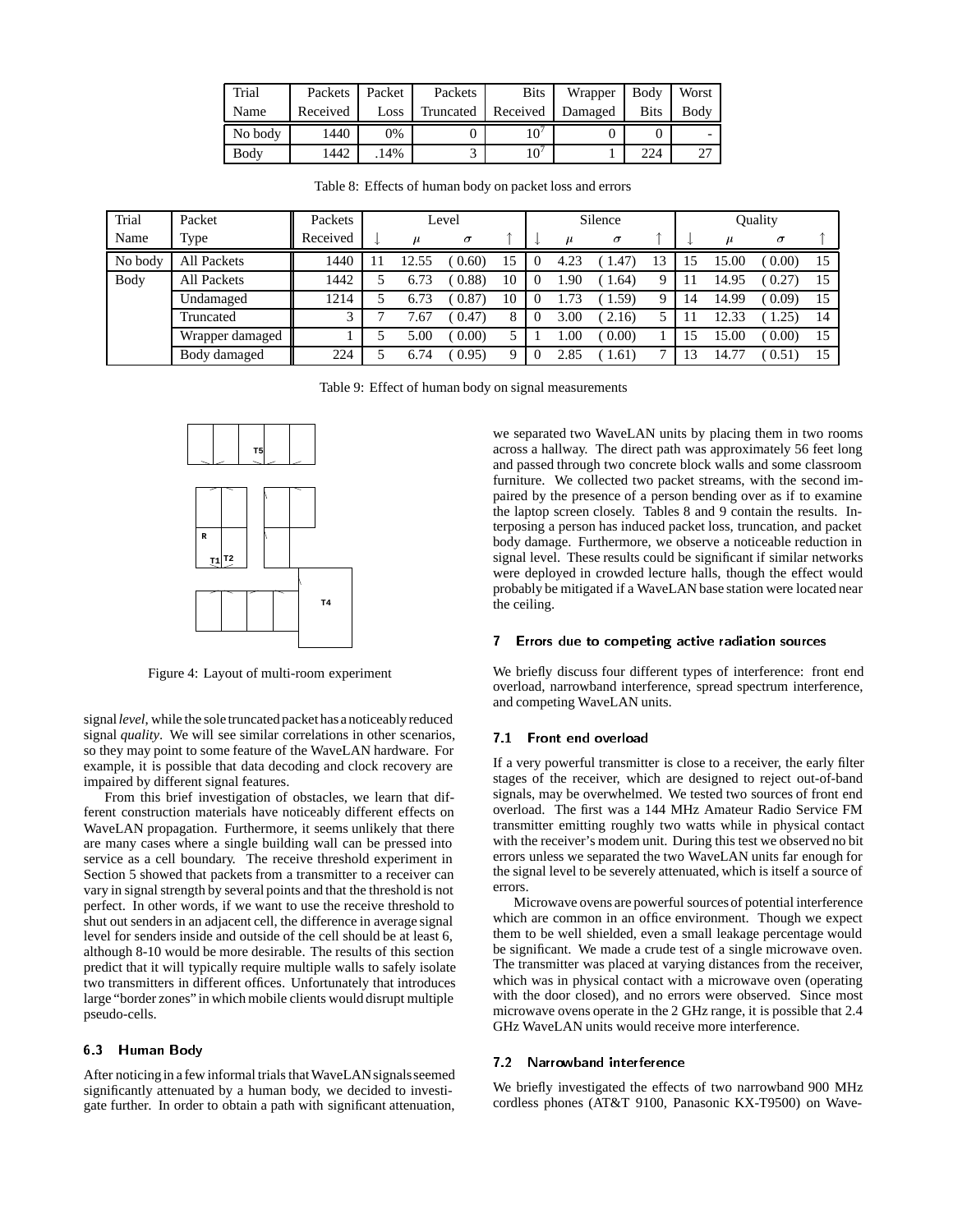| Trial Name | Packets Received | Packet Loss | Packets Truncated | Bits Received | Wrapper Damaged | Body Bits | Worst Body |
|---|---|---|---|---|---|---|---|
| No body | 1440 | 0% | 0 | $10^7$ | 0 | 0 | - |
| Body | 1442 | .14% | 3 | $10^7$ | 1 | 224 | 27 |

Table 8: Effects of human body on packet loss and errors

| Trial Name | Packet Type | Packets Received | Level | | | | Silence | | | | Quality | | | |
|---|---|---|---|---|---|---|---|---|---|---|---|---|---|---|
| | | | ↓ | $\mu$ | $\sigma$ | ↑ | ↓ | $\mu$ | $\sigma$ | ↑ | ↓ | $\mu$ | $\sigma$ | ↑ |
| No body | All Packets | 1440 | 11 | 12.55 | (0.60) | 15 | 0 | 4.23 | (1.47) | 13 | 15 | 15.00 | (0.00) | 15 |
| Body | All Packets | 1442 | 5 | 6.73 | (0.88) | 10 | 0 | 1.90 | (1.64) | 9 | 11 | 14.95 | (0.27) | 15 |
| | Undamaged | 1214 | 5 | 6.73 | (0.87) | 10 | 0 | 1.73 | (1.59) | 9 | 14 | 14.99 | (0.09) | 15 |
| | Truncated | 3 | 7 | 7.67 | (0.47) | 8 | 0 | 3.00 | (2.16) | 5 | 11 | 12.33 | (1.25) | 14 |
| | Wrapper damaged | 1 | 5 | 5.00 | (0.00) | 5 | 1 | 1.00 | (0.00) | 1 | 15 | 15.00 | (0.00) | 15 |
| | Body damaged | 224 | 5 | 6.74 | (0.95) | 9 | 0 | 2.85 | (1.61) | 7 | 13 | 14.77 | (0.51) | 15 |

Table 9: Effect of human body on signal measurements

Figure 4: Layout of multi-room experiment

signal *level*, while the sole truncated packet has a noticeably reduced signal *quality*. We will see similar correlations in other scenarios, so they may point to some feature of the WaveLAN hardware. For example, it is possible that data decoding and clock recovery are impaired by different signal features.

From this brief investigation of obstacles, we learn that different construction materials have noticeably different effects on WaveLAN propagation. Furthermore, it seems unlikely that there are many cases where a single building wall can be pressed into service as a cell boundary. The receive threshold experiment in Section 5 showed that packets from a transmitter to a receiver can vary in signal strength by several points and that the threshold is not perfect. In other words, if we want to use the receive threshold to shut out senders in an adjacent cell, the difference in average signal level for senders inside and outside of the cell should be at least 6, although 8-10 would be more desirable. The results of this section predict that it will typically require multiple walls to safely isolate two transmitters in different offices. Unfortunately that introduces large "border zones" in which mobile clients would disrupt multiple pseudo-cells.

### 6.3 Human Body

After noticing in a few informal trials that WaveLAN signals seemed significantly attenuated by a human body, we decided to investigate further. In order to obtain a path with significant attenuation, we separated two WaveLAN units by placing them in two rooms across a hallway. The direct path was approximately 56 feet long and passed through two concrete block walls and some classroom furniture. We collected two packet streams, with the second impaired by the presence of a person bending over as if to examine the laptop screen closely. Tables 8 and 9 contain the results. Interposing a person has induced packet loss, truncation, and packet body damage. Furthermore, we observe a noticeable reduction in signal level. These results could be significant if similar networks were deployed in crowded lecture halls, though the effect would probably be mitigated if a WaveLAN base station were located near the ceiling.

## 7 Errors due to competing active radiation sources

We briefly discuss four different types of interference: front end overload, narrowband interference, spread spectrum interference, and competing WaveLAN units.

### 7.1 Front end overload

If a very powerful transmitter is close to a receiver, the early filter stages of the receiver, which are designed to reject out-of-band signals, may be overwhelmed. We tested two sources of front end overload. The first was a 144 MHz Amateur Radio Service FM transmitter emitting roughly two watts while in physical contact with the receiver's modem unit. During this test we observed no bit errors unless we separated the two WaveLAN units far enough for the signal level to be severely attenuated, which is itself a source of errors.

Microwave ovens are powerful sources of potential interference which are common in an office environment. Though we expect them to be well shielded, even a small leakage percentage would be significant. We made a crude test of a single microwave oven. The transmitter was placed at varying distances from the receiver, which was in physical contact with a microwave oven (operating with the door closed), and no errors were observed. Since most microwave ovens operate in the 2 GHz range, it is possible that 2.4 GHz WaveLAN units would receive more interference.

### 7.2 Narrowband interference

We briefly investigated the effects of two narrowband 900 MHz cordless phones (AT&T 9100, Panasonic KX-T9500) on Wave-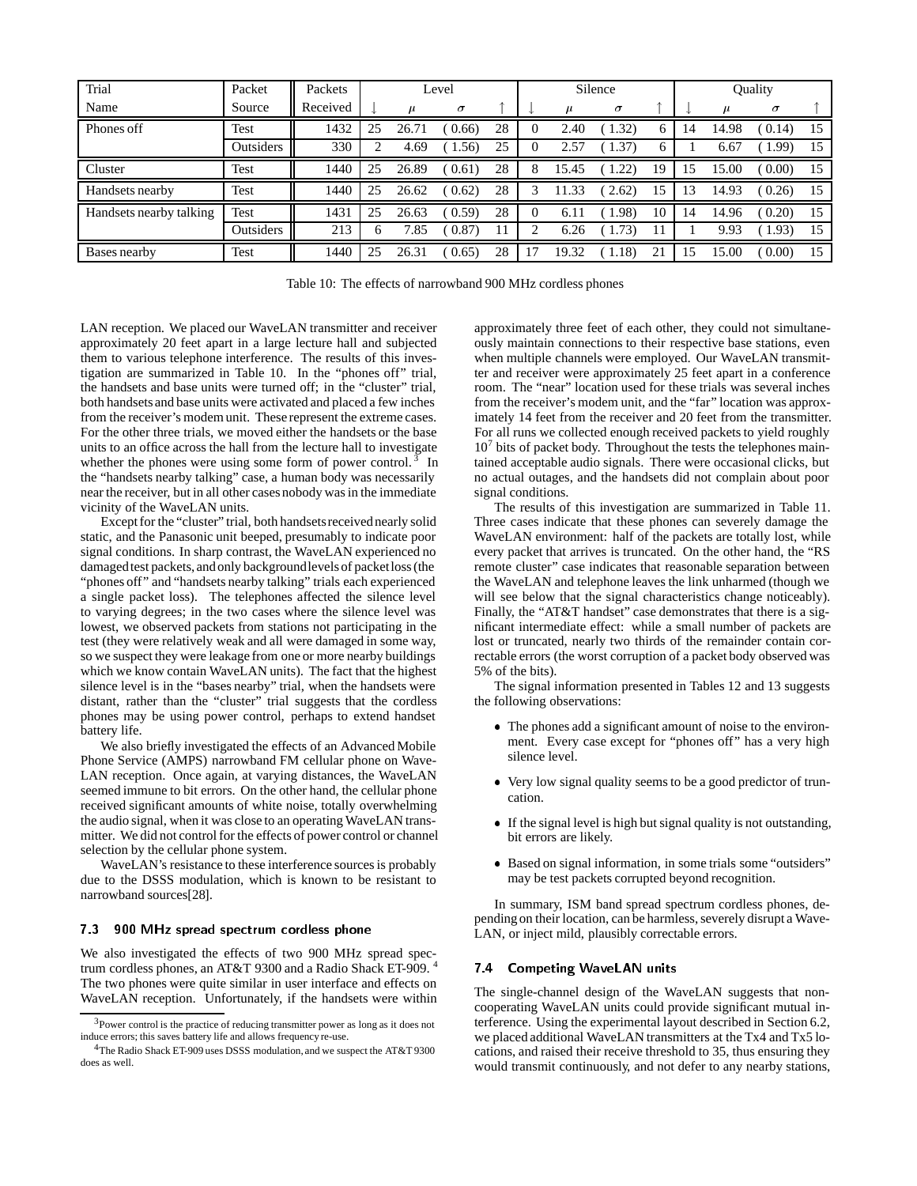| Trial | Packet | Packets | Level | | | | Silence | | | | Quality | | | |
|---|---|---|---|---|---|---|---|---|---|---|---|---|---|---|
| Name | Source | Received | ↓ | $\mu$ | $\sigma$ | ↑ | ↓ | $\mu$ | $\sigma$ | ↑ | ↓ | $\mu$ | $\sigma$ | ↑ |
| Phones off | Test | 1432 | 25 | 26.71 | ( 0.66) | 28 | 0 | 2.40 | ( 1.32) | 6 | 14 | 14.98 | ( 0.14) | 15 |
| | Outsiders | 330 | 2 | 4.69 | ( 1.56) | 25 | 0 | 2.57 | ( 1.37) | 6 | 1 | 6.67 | ( 1.99) | 15 |
| Cluster | Test | 1440 | 25 | 26.89 | ( 0.61) | 28 | 8 | 15.45 | ( 1.22) | 19 | 15 | 15.00 | ( 0.00) | 15 |
| Handsets nearby | Test | 1440 | 25 | 26.62 | ( 0.62) | 28 | 3 | 11.33 | ( 2.62) | 15 | 13 | 14.93 | ( 0.26) | 15 |
| Handsets nearby talking | Test | 1431 | 25 | 26.63 | ( 0.59) | 28 | 0 | 6.11 | ( 1.98) | 10 | 14 | 14.96 | ( 0.20) | 15 |
| | Outsiders | 213 | 6 | 7.85 | ( 0.87) | 11 | 2 | 6.26 | ( 1.73) | 11 | 1 | 9.93 | ( 1.93) | 15 |
| Bases nearby | Test | 1440 | 25 | 26.31 | ( 0.65) | 28 | 17 | 19.32 | ( 1.18) | 21 | 15 | 15.00 | ( 0.00) | 15 |

Table 10: The effects of narrowband 900 MHz cordless phones

LAN reception. We placed our WaveLAN transmitter and receiver approximately 20 feet apart in a large lecture hall and subjected them to various telephone interference. The results of this investigation are summarized in Table 10. In the "phones off" trial, the handsets and base units were turned off; in the "cluster" trial, both handsets and base units were activated and placed a few inches from the receiver's modem unit. These represent the extreme cases. For the other three trials, we moved either the handsets or the base units to an office across the hall from the lecture hall to investigate whether the phones were using some form of power control. [3] In the "handsets nearby talking" case, a human body was necessarily near the receiver, but in all other cases nobody was in the immediate vicinity of the WaveLAN units.

Except for the "cluster" trial, both handsets received nearly solid static, and the Panasonic unit beeped, presumably to indicate poor signal conditions. In sharp contrast, the WaveLAN experienced no damaged test packets, and only background levels of packet loss (the "phones off" and "handsets nearby talking" trials each experienced a single packet loss). The telephones affected the silence level to varying degrees; in the two cases where the silence level was lowest, we observed packets from stations not participating in the test (they were relatively weak and all were damaged in some way, so we suspect they were leakage from one or more nearby buildings which we know contain WaveLAN units). The fact that the highest silence level is in the "bases nearby" trial, when the handsets were distant, rather than the "cluster" trial suggests that the cordless phones may be using power control, perhaps to extend handset battery life.

We also briefly investigated the effects of an Advanced Mobile Phone Service (AMPS) narrowband FM cellular phone on WaveLAN reception. Once again, at varying distances, the WaveLAN seemed immune to bit errors. On the other hand, the cellular phone received significant amounts of white noise, totally overwhelming the audio signal, when it was close to an operating WaveLAN transmitter. We did not control for the effects of power control or channel selection by the cellular phone system.

WaveLAN's resistance to these interference sources is probably due to the DSSS modulation, which is known to be resistant to narrowband sources[28].

### 7.3 900 MHz spread spectrum cordless phone

We also investigated the effects of two 900 MHz spread spectrum cordless phones, an AT&T 9300 and a Radio Shack ET-909. [4] The two phones were quite similar in user interface and effects on WaveLAN reception. Unfortunately, if the handsets were within approximately three feet of each other, they could not simultaneously maintain connections to their respective base stations, even when multiple channels were employed. Our WaveLAN transmitter and receiver were approximately 25 feet apart in a conference room. The "near" location used for these trials was several inches from the receiver's modem unit, and the "far" location was approximately 14 feet from the receiver and 20 feet from the transmitter. For all runs we collected enough received packets to yield roughly $10^7$ bits of packet body. Throughout the tests the telephones maintained acceptable audio signals. There were occasional clicks, but no actual outages, and the handsets did not complain about poor signal conditions.

The results of this investigation are summarized in Table 11. Three cases indicate that these phones can severely damage the WaveLAN environment: half of the packets are totally lost, while every packet that arrives is truncated. On the other hand, the "RS remote cluster" case indicates that reasonable separation between the WaveLAN and telephone leaves the link unharmed (though we will see below that the signal characteristics change noticeably). Finally, the "AT&T handset" case demonstrates that there is a significant intermediate effect: while a small number of packets are lost or truncated, nearly two thirds of the remainder contain correctable errors (the worst corruption of a packet body observed was 5% of the bits).

The signal information presented in Tables 12 and 13 suggests the following observations:

- The phones add a significant amount of noise to the environment. Every case except for "phones off" has a very high silence level.
- Very low signal quality seems to be a good predictor of truncation.
- If the signal level is high but signal quality is not outstanding, bit errors are likely.
- Based on signal information, in some trials some "outsiders" may be test packets corrupted beyond recognition.

In summary, ISM band spread spectrum cordless phones, depending on their location, can be harmless, severely disrupt a WaveLAN, or inject mild, plausibly correctable errors.

### 7.4 Competing WaveLAN units

The single-channel design of the WaveLAN suggests that non-cooperating WaveLAN units could provide significant mutual interference. Using the experimental layout described in Section 6.2, we placed additional WaveLAN transmitters at the Tx4 and Tx5 locations, and raised their receive threshold to 35, thus ensuring they would transmit continuously, and not defer to any nearby stations,

[3] Power control is the practice of reducing transmitter power as long as it does not induce errors; this saves battery life and allows frequency re-use.

[4] The Radio Shack ET-909 uses DSSS modulation, and we suspect the AT&T 9300 does as well.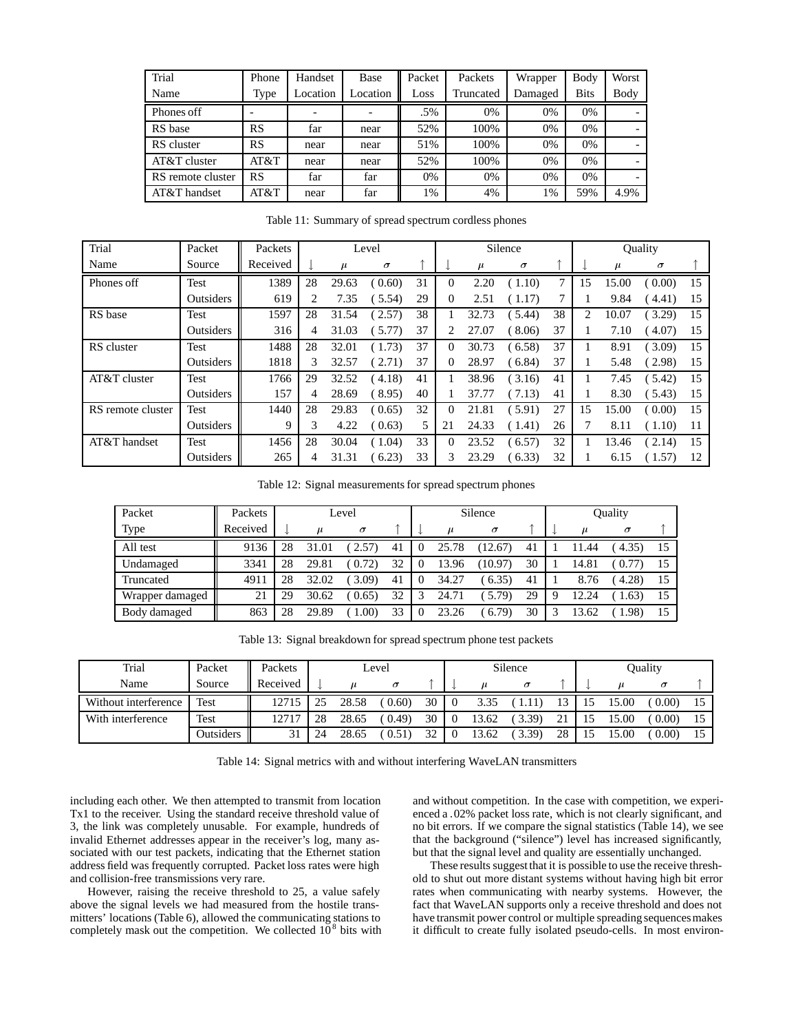| Trial Name | Phone Type | Handset Location | Base Location | Packet Loss | Packets Truncated | Wrapper Damaged | Body Bits | Worst Body |
|---|---|---|---|---|---|---|---|---|
| Phones off | - | - | - | .5% | 0% | 0% | 0% | - |
| RS base | RS | far | near | 52% | 100% | 0% | 0% | - |
| RS cluster | RS | near | near | 51% | 100% | 0% | 0% | - |
| AT&T cluster | AT&T | near | near | 52% | 100% | 0% | 0% | - |
| RS remote cluster | RS | far | far | 0% | 0% | 0% | 0% | - |
| AT&T handset | AT&T | near | far | 1% | 4% | 1% | 59% | 4.9% |

Table 11: Summary of spread spectrum cordless phones

| Trial Name | Packet Source | Packets Received | Level ↓ | Level $\mu$ | Level $\sigma$ | Level ↑ | Silence ↓ | Silence $\mu$ | Silence $\sigma$ | Silence ↑ | Quality ↓ | Quality $\mu$ | Quality $\sigma$ | Quality ↑ |
|---|---|---|---|---|---|---|---|---|---|---|---|---|---|---|
| Phones off | Test | 1389 | 28 | 29.63 | (0.60) | 31 | 0 | 2.20 | (1.10) | 7 | 15 | 15.00 | (0.00) | 15 |
| | Outsiders | 619 | 2 | 7.35 | (5.54) | 29 | 0 | 2.51 | (1.17) | 7 | 1 | 9.84 | (4.41) | 15 |
| RS base | Test | 1597 | 28 | 31.54 | (2.57) | 38 | 1 | 32.73 | (5.44) | 38 | 2 | 10.07 | (3.29) | 15 |
| | Outsiders | 316 | 4 | 31.03 | (5.77) | 37 | 2 | 27.07 | (8.06) | 37 | 1 | 7.10 | (4.07) | 15 |
| RS cluster | Test | 1488 | 28 | 32.01 | (1.73) | 37 | 0 | 30.73 | (6.58) | 37 | 1 | 8.91 | (3.09) | 15 |
| | Outsiders | 1818 | 3 | 32.57 | (2.71) | 37 | 0 | 28.97 | (6.84) | 37 | 1 | 5.48 | (2.98) | 15 |
| AT&T cluster | Test | 1766 | 29 | 32.52 | (4.18) | 41 | 1 | 38.96 | (3.16) | 41 | 1 | 7.45 | (5.42) | 15 |
| | Outsiders | 157 | 4 | 28.69 | (8.95) | 40 | 1 | 37.77 | (7.13) | 41 | 1 | 8.30 | (5.43) | 15 |
| RS remote cluster | Test | 1440 | 28 | 29.83 | (0.65) | 32 | 0 | 21.81 | (5.91) | 27 | 15 | 15.00 | (0.00) | 15 |
| | Outsiders | 9 | 3 | 4.22 | (0.63) | 5 | 21 | 24.33 | (1.41) | 26 | 7 | 8.11 | (1.10) | 11 |
| AT&T handset | Test | 1456 | 28 | 30.04 | (1.04) | 33 | 0 | 23.52 | (6.57) | 32 | 1 | 13.46 | (2.14) | 15 |
| | Outsiders | 265 | 4 | 31.31 | (6.23) | 33 | 3 | 23.29 | (6.33) | 32 | 1 | 6.15 | (1.57) | 12 |

Table 12: Signal measurements for spread spectrum phones

| Packet Type | Packets Received | Level ↓ | Level $\mu$ | Level $\sigma$ | Level ↑ | Silence ↓ | Silence $\mu$ | Silence $\sigma$ | Silence ↑ | Quality ↓ | Quality $\mu$ | Quality $\sigma$ | Quality ↑ |
|---|---|---|---|---|---|---|---|---|---|---|---|---|---|
| All test | 9136 | 28 | 31.01 | (2.57) | 41 | 0 | 25.78 | (12.67) | 41 | 1 | 11.44 | (4.35) | 15 |
| Undamaged | 3341 | 28 | 29.81 | (0.72) | 32 | 0 | 13.96 | (10.97) | 30 | 1 | 14.81 | (0.77) | 15 |
| Truncated | 4911 | 28 | 32.02 | (3.09) | 41 | 0 | 34.27 | (6.35) | 41 | 1 | 8.76 | (4.28) | 15 |
| Wrapper damaged | 21 | 29 | 30.62 | (0.65) | 32 | 3 | 24.71 | (5.79) | 29 | 9 | 12.24 | (1.63) | 15 |
| Body damaged | 863 | 28 | 29.89 | (1.00) | 33 | 0 | 23.26 | (6.79) | 30 | 3 | 13.62 | (1.98) | 15 |

Table 13: Signal breakdown for spread spectrum phone test packets

| Trial Name | Packet Source | Packets Received | Level ↓ | Level $\mu$ | Level $\sigma$ | Level ↑ | Silence ↓ | Silence $\mu$ | Silence $\sigma$ | Silence ↑ | Quality ↓ | Quality $\mu$ | Quality $\sigma$ | Quality ↑ |
|---|---|---|---|---|---|---|---|---|---|---|---|---|---|---|
| Without interference | Test | 12715 | 25 | 28.58 | (0.60) | 30 | 0 | 3.35 | (1.11) | 13 | 15 | 15.00 | (0.00) | 15 |
| With interference | Test | 12717 | 28 | 28.65 | (0.49) | 30 | 0 | 13.62 | (3.39) | 21 | 15 | 15.00 | (0.00) | 15 |
| | Outsiders | 31 | 24 | 28.65 | (0.51) | 32 | 0 | 13.62 | (3.39) | 28 | 15 | 15.00 | (0.00) | 15 |

Table 14: Signal metrics with and without interfering WaveLAN transmitters

including each other. We then attempted to transmit from location Tx1 to the receiver. Using the standard receive threshold value of 3, the link was completely unusable. For example, hundreds of invalid Ethernet addresses appear in the receiver's log, many associated with our test packets, indicating that the Ethernet station address field was frequently corrupted. Packet loss rates were high and collision-free transmissions very rare.

However, raising the receive threshold to 25, a value safely above the signal levels we had measured from the hostile transmitters' locations (Table 6), allowed the communicating stations to completely mask out the competition. We collected $10^8$ bits with and without competition. In the case with competition, we experienced a .02% packet loss rate, which is not clearly significant, and no bit errors. If we compare the signal statistics (Table 14), we see that the background ("silence") level has increased significantly, but that the signal level and quality are essentially unchanged.

These results suggest that it is possible to use the receive threshold to shut out more distant systems without having high bit error rates when communicating with nearby systems. However, the fact that WaveLAN supports only a receive threshold and does not have transmit power control or multiple spreading sequences makes it difficult to create fully isolated pseudo-cells. In most environ-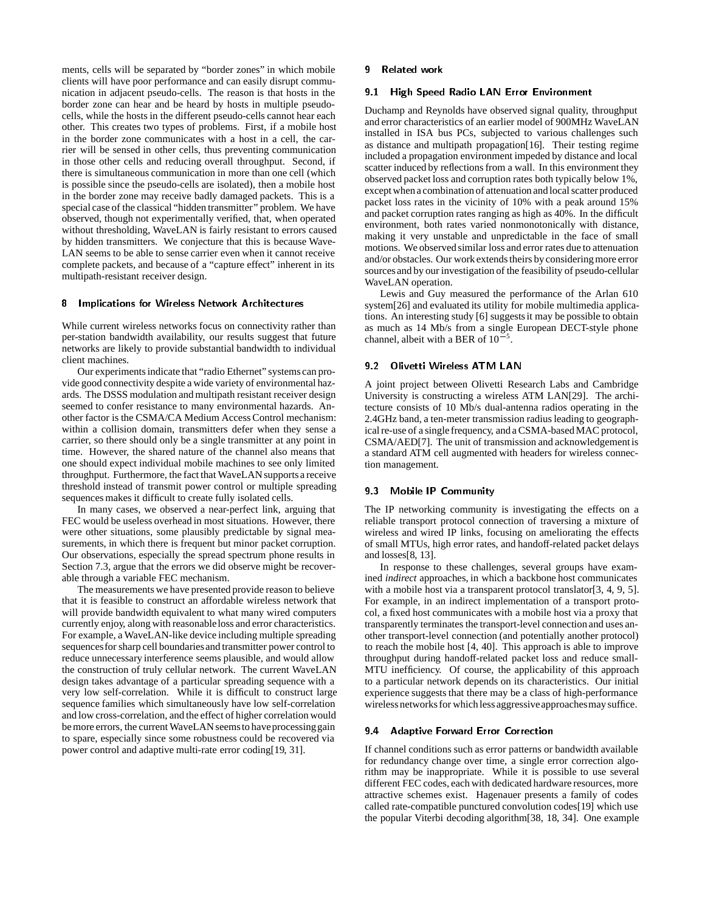ments, cells will be separated by "border zones" in which mobile clients will have poor performance and can easily disrupt communication in adjacent pseudo-cells. The reason is that hosts in the border zone can hear and be heard by hosts in multiple pseudo-cells, while the hosts in the different pseudo-cells cannot hear each other. This creates two types of problems. First, if a mobile host in the border zone communicates with a host in a cell, the carrier will be sensed in other cells, thus preventing communication in those other cells and reducing overall throughput. Second, if there is simultaneous communication in more than one cell (which is possible since the pseudo-cells are isolated), then a mobile host in the border zone may receive badly damaged packets. This is a special case of the classical "hidden transmitter" problem. We have observed, though not experimentally verified, that, when operated without thresholding, WaveLAN is fairly resistant to errors caused by hidden transmitters. We conjecture that this is because WaveLAN seems to be able to sense carrier even when it cannot receive complete packets, and because of a "capture effect" inherent in its multipath-resistant receiver design.

## 8 Implications for Wireless Network Architectures

While current wireless networks focus on connectivity rather than per-station bandwidth availability, our results suggest that future networks are likely to provide substantial bandwidth to individual client machines.

Our experiments indicate that "radio Ethernet" systems can provide good connectivity despite a wide variety of environmental hazards. The DSSS modulation and multipath resistant receiver design seemed to confer resistance to many environmental hazards. Another factor is the CSMA/CA Medium Access Control mechanism: within a collision domain, transmitters defer when they sense a carrier, so there should only be a single transmitter at any point in time. However, the shared nature of the channel also means that one should expect individual mobile machines to see only limited throughput. Furthermore, the fact that WaveLAN supports a receive threshold instead of transmit power control or multiple spreading sequences makes it difficult to create fully isolated cells.

In many cases, we observed a near-perfect link, arguing that FEC would be useless overhead in most situations. However, there were other situations, some plausibly predictable by signal measurements, in which there is frequent but minor packet corruption. Our observations, especially the spread spectrum phone results in Section 7.3, argue that the errors we did observe might be recoverable through a variable FEC mechanism.

The measurements we have presented provide reason to believe that it is feasible to construct an affordable wireless network that will provide bandwidth equivalent to what many wired computers currently enjoy, along with reasonable loss and error characteristics. For example, a WaveLAN-like device including multiple spreading sequences for sharp cell boundaries and transmitter power control to reduce unnecessary interference seems plausible, and would allow the construction of truly cellular network. The current WaveLAN design takes advantage of a particular spreading sequence with a very low self-correlation. While it is difficult to construct large sequence families which simultaneously have low self-correlation and low cross-correlation, and the effect of higher correlation would be more errors, the current WaveLAN seems to have processing gain to spare, especially since some robustness could be recovered via power control and adaptive multi-rate error coding[19, 31].

## 9 Related work

### 9.1 High Speed Radio LAN Error Environment

Duchamp and Reynolds have observed signal quality, throughput and error characteristics of an earlier model of 900MHz WaveLAN installed in ISA bus PCs, subjected to various challenges such as distance and multipath propagation[16]. Their testing regime included a propagation environment impeded by distance and local scatter induced by reflections from a wall. In this environment they observed packet loss and corruption rates both typically below 1%, except when a combination of attenuation and local scatter produced packet loss rates in the vicinity of 10% with a peak around 15% and packet corruption rates ranging as high as 40%. In the difficult environment, both rates varied nonmonotonically with distance, making it very unstable and unpredictable in the face of small motions. We observed similar loss and error rates due to attenuation and/or obstacles. Our work extends theirs by considering more error sources and by our investigation of the feasibility of pseudo-cellular WaveLAN operation.

Lewis and Guy measured the performance of the Arlan 610 system[26] and evaluated its utility for mobile multimedia applications. An interesting study [6] suggests it may be possible to obtain as much as 14 Mb/s from a single European DECT-style phone channel, albeit with a BER of $10^{-5}$.

### 9.2 Olivetti Wireless ATM LAN

A joint project between Olivetti Research Labs and Cambridge University is constructing a wireless ATM LAN[29]. The architecture consists of 10 Mb/s dual-antenna radios operating in the 2.4GHz band, a ten-meter transmission radius leading to geographical re-use of a single frequency, and a CSMA-based MAC protocol, CSMA/AED[7]. The unit of transmission and acknowledgement is a standard ATM cell augmented with headers for wireless connection management.

### 9.3 Mobile IP Community

The IP networking community is investigating the effects on a reliable transport protocol connection of traversing a mixture of wireless and wired IP links, focusing on ameliorating the effects of small MTUs, high error rates, and handoff-related packet delays and losses[8, 13].

In response to these challenges, several groups have examined *indirect* approaches, in which a backbone host communicates with a mobile host via a transparent protocol translator[3, 4, 9, 5]. For example, in an indirect implementation of a transport protocol, a fixed host communicates with a mobile host via a proxy that transparently terminates the transport-level connection and uses another transport-level connection (and potentially another protocol) to reach the mobile host [4, 40]. This approach is able to improve throughput during handoff-related packet loss and reduce small-MTU inefficiency. Of course, the applicability of this approach to a particular network depends on its characteristics. Our initial experience suggests that there may be a class of high-performance wireless networks for which less aggressive approaches may suffice.

### 9.4 Adaptive Forward Error Correction

If channel conditions such as error patterns or bandwidth available for redundancy change over time, a single error correction algorithm may be inappropriate. While it is possible to use several different FEC codes, each with dedicated hardware resources, more attractive schemes exist. Hagenauer presents a family of codes called rate-compatible punctured convolution codes[19] which use the popular Viterbi decoding algorithm[38, 18, 34]. One example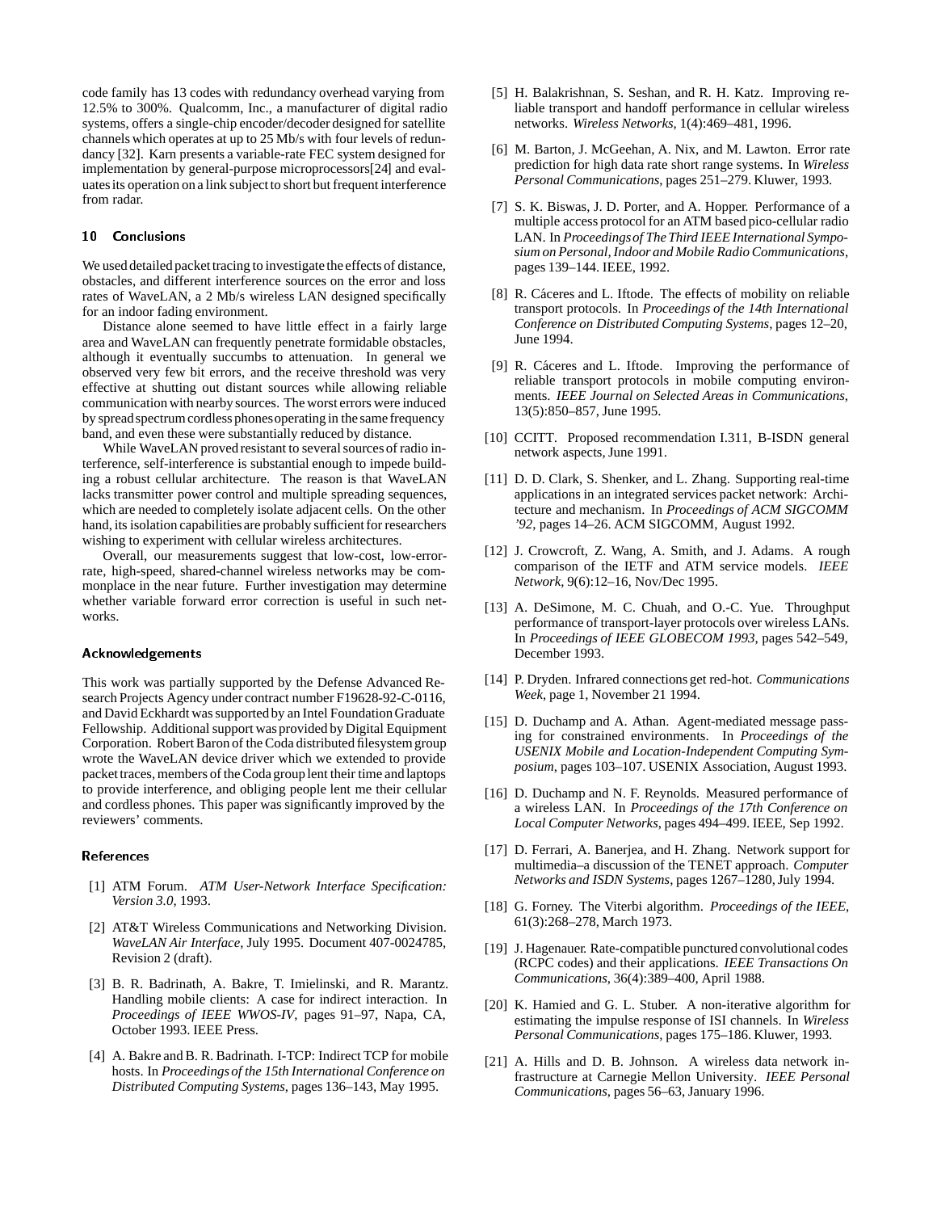code family has 13 codes with redundancy overhead varying from 12.5% to 300%. Qualcomm, Inc., a manufacturer of digital radio systems, offers a single-chip encoder/decoder designed for satellite channels which operates at up to 25 Mb/s with four levels of redundancy [32]. Karn presents a variable-rate FEC system designed for implementation by general-purpose microprocessors[24] and evaluates its operation on a link subject to short but frequent interference from radar.

## 10 Conclusions

We used detailed packet tracing to investigate the effects of distance, obstacles, and different interference sources on the error and loss rates of WaveLAN, a 2 Mb/s wireless LAN designed specifically for an indoor fading environment.

Distance alone seemed to have little effect in a fairly large area and WaveLAN can frequently penetrate formidable obstacles, although it eventually succumbs to attenuation. In general we observed very few bit errors, and the receive threshold was very effective at shutting out distant sources while allowing reliable communication with nearby sources. The worst errors were induced by spread spectrum cordless phones operating in the same frequency band, and even these were substantially reduced by distance.

While WaveLAN proved resistant to several sources of radio interference, self-interference is substantial enough to impede building a robust cellular architecture. The reason is that WaveLAN lacks transmitter power control and multiple spreading sequences, which are needed to completely isolate adjacent cells. On the other hand, its isolation capabilities are probably sufficient for researchers wishing to experiment with cellular wireless architectures.

Overall, our measurements suggest that low-cost, low-error-rate, high-speed, shared-channel wireless networks may be commonplace in the near future. Further investigation may determine whether variable forward error correction is useful in such networks.

## Acknowledgements

This work was partially supported by the Defense Advanced Research Projects Agency under contract number F19628-92-C-0116, and David Eckhardt was supported by an Intel Foundation Graduate Fellowship. Additional support was provided by Digital Equipment Corporation. Robert Baron of the Coda distributed filesystem group wrote the WaveLAN device driver which we extended to provide packet traces, members of the Coda group lent their time and laptops to provide interference, and obliging people lent me their cellular and cordless phones. This paper was significantly improved by the reviewers' comments.

## References

[1] ATM Forum. *ATM User-Network Interface Specification: Version 3.0*, 1993.

[2] AT&T Wireless Communications and Networking Division. *WaveLAN Air Interface*, July 1995. Document 407-0024785, Revision 2 (draft).

[3] B. R. Badrinath, A. Bakre, T. Imielinski, and R. Marantz. Handling mobile clients: A case for indirect interaction. In *Proceedings of IEEE WWOS-IV*, pages 91–97, Napa, CA, October 1993. IEEE Press.

[4] A. Bakre and B. R. Badrinath. I-TCP: Indirect TCP for mobile hosts. In *Proceedings of the 15th International Conference on Distributed Computing Systems*, pages 136–143, May 1995.

[5] H. Balakrishnan, S. Seshan, and R. H. Katz. Improving reliable transport and handoff performance in cellular wireless networks. *Wireless Networks*, 1(4):469–481, 1996.

[6] M. Barton, J. McGeehan, A. Nix, and M. Lawton. Error rate prediction for high data rate short range systems. In *Wireless Personal Communications*, pages 251–279. Kluwer, 1993.

[7] S. K. Biswas, J. D. Porter, and A. Hopper. Performance of a multiple access protocol for an ATM based pico-cellular radio LAN. In *Proceedings of The Third IEEE International Symposium on Personal, Indoor and Mobile Radio Communications*, pages 139–144. IEEE, 1992.

[8] R. Cáceres and L. Iftode. The effects of mobility on reliable transport protocols. In *Proceedings of the 14th International Conference on Distributed Computing Systems*, pages 12–20, June 1994.

[9] R. Cáceres and L. Iftode. Improving the performance of reliable transport protocols in mobile computing environments. *IEEE Journal on Selected Areas in Communications*, 13(5):850–857, June 1995.

[10] CCITT. Proposed recommendation I.311, B-ISDN general network aspects, June 1991.

[11] D. D. Clark, S. Shenker, and L. Zhang. Supporting real-time applications in an integrated services packet network: Architecture and mechanism. In *Proceedings of ACM SIGCOMM '92*, pages 14–26. ACM SIGCOMM, August 1992.

[12] J. Crowcroft, Z. Wang, A. Smith, and J. Adams. A rough comparison of the IETF and ATM service models. *IEEE Network*, 9(6):12–16, Nov/Dec 1995.

[13] A. DeSimone, M. C. Chuah, and O.-C. Yue. Throughput performance of transport-layer protocols over wireless LANs. In *Proceedings of IEEE GLOBECOM 1993*, pages 542–549, December 1993.

[14] P. Dryden. Infrared connections get red-hot. *Communications Week*, page 1, November 21 1994.

[15] D. Duchamp and A. Athan. Agent-mediated message passing for constrained environments. In *Proceedings of the USENIX Mobile and Location-Independent Computing Symposium*, pages 103–107. USENIX Association, August 1993.

[16] D. Duchamp and N. F. Reynolds. Measured performance of a wireless LAN. In *Proceedings of the 17th Conference on Local Computer Networks*, pages 494–499. IEEE, Sep 1992.

[17] D. Ferrari, A. Banerjea, and H. Zhang. Network support for multimedia–a discussion of the TENET approach. *Computer Networks and ISDN Systems*, pages 1267–1280, July 1994.

[18] G. Forney. The Viterbi algorithm. *Proceedings of the IEEE*, 61(3):268–278, March 1973.

[19] J. Hagenauer. Rate-compatible punctured convolutional codes (RCPC codes) and their applications. *IEEE Transactions On Communications*, 36(4):389–400, April 1988.

[20] K. Hamied and G. L. Stuber. A non-iterative algorithm for estimating the impulse response of ISI channels. In *Wireless Personal Communications*, pages 175–186. Kluwer, 1993.

[21] A. Hills and D. B. Johnson. A wireless data network infrastructure at Carnegie Mellon University. *IEEE Personal Communications*, pages 56–63, January 1996.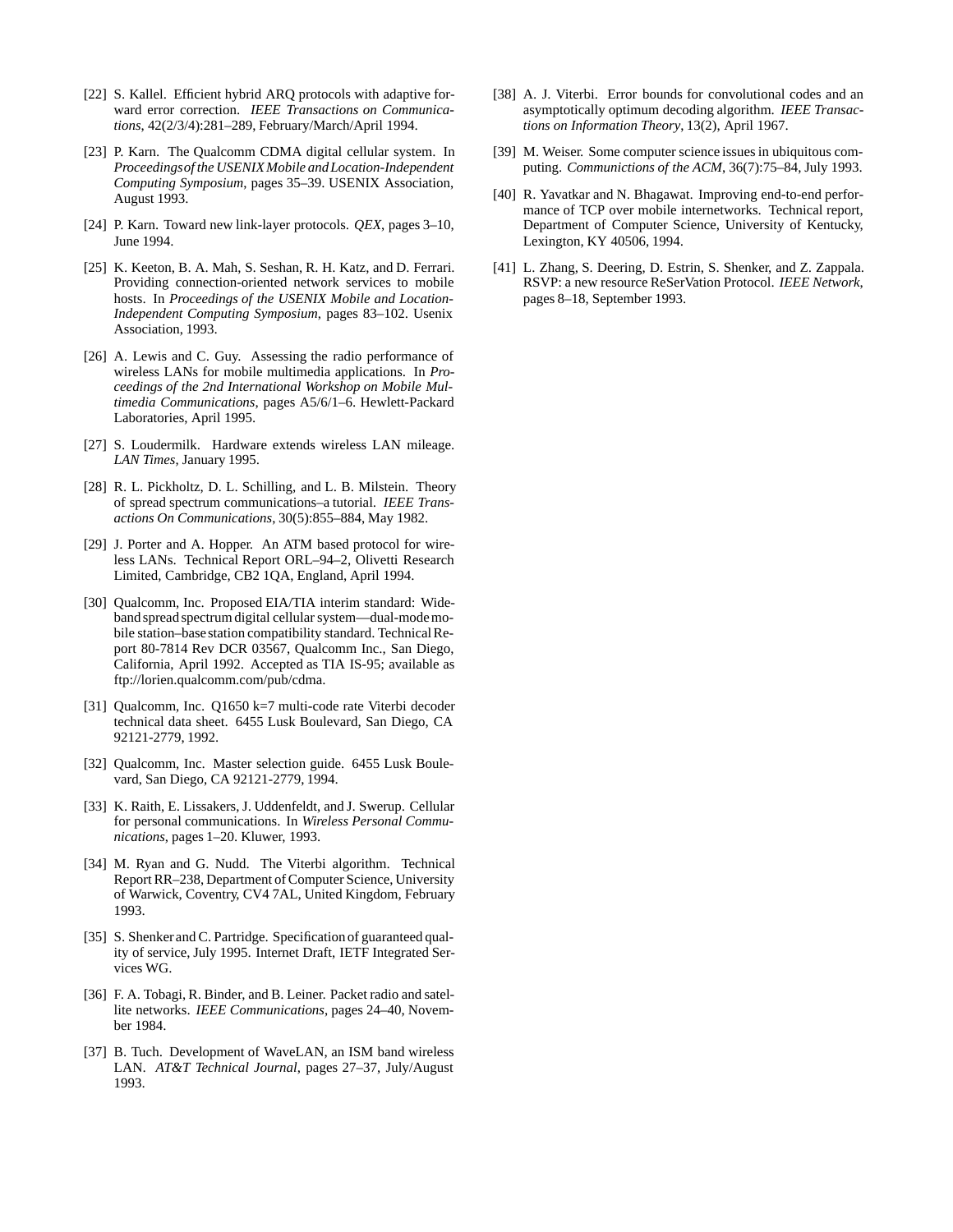[22] S. Kallel. Efficient hybrid ARQ protocols with adaptive forward error correction. *IEEE Transactions on Communications*, 42(2/3/4):281–289, February/March/April 1994.

[23] P. Karn. The Qualcomm CDMA digital cellular system. In *Proceedings of the USENIX Mobile and Location-Independent Computing Symposium*, pages 35–39. USENIX Association, August 1993.

[24] P. Karn. Toward new link-layer protocols. *QEX*, pages 3–10, June 1994.

[25] K. Keeton, B. A. Mah, S. Seshan, R. H. Katz, and D. Ferrari. Providing connection-oriented network services to mobile hosts. In *Proceedings of the USENIX Mobile and Location-Independent Computing Symposium*, pages 83–102. Usenix Association, 1993.

[26] A. Lewis and C. Guy. Assessing the radio performance of wireless LANs for mobile multimedia applications. In *Proceedings of the 2nd International Workshop on Mobile Multimedia Communications*, pages A5/6/1–6. Hewlett-Packard Laboratories, April 1995.

[27] S. Loudermilk. Hardware extends wireless LAN mileage. *LAN Times*, January 1995.

[28] R. L. Pickholtz, D. L. Schilling, and L. B. Milstein. Theory of spread spectrum communications–a tutorial. *IEEE Transactions On Communications*, 30(5):855–884, May 1982.

[29] J. Porter and A. Hopper. An ATM based protocol for wireless LANs. Technical Report ORL–94–2, Olivetti Research Limited, Cambridge, CB2 1QA, England, April 1994.

[30] Qualcomm, Inc. Proposed EIA/TIA interim standard: Wideband spread spectrum digital cellular system—dual-mode mobile station–base station compatibility standard. Technical Report 80-7814 Rev DCR 03567, Qualcomm Inc., San Diego, California, April 1992. Accepted as TIA IS-95; available as ftp://lorien.qualcomm.com/pub/cdma.

[31] Qualcomm, Inc. Q1650 k=7 multi-code rate Viterbi decoder technical data sheet. 6455 Lusk Boulevard, San Diego, CA 92121-2779, 1992.

[32] Qualcomm, Inc. Master selection guide. 6455 Lusk Boulevard, San Diego, CA 92121-2779, 1994.

[33] K. Raith, E. Lissakers, J. Uddenfeldt, and J. Swerup. Cellular for personal communications. In *Wireless Personal Communications*, pages 1–20. Kluwer, 1993.

[34] M. Ryan and G. Nudd. The Viterbi algorithm. Technical Report RR–238, Department of Computer Science, University of Warwick, Coventry, CV4 7AL, United Kingdom, February 1993.

[35] S. Shenker and C. Partridge. Specification of guaranteed quality of service, July 1995. Internet Draft, IETF Integrated Services WG.

[36] F. A. Tobagi, R. Binder, and B. Leiner. Packet radio and satellite networks. *IEEE Communications*, pages 24–40, November 1984.

[37] B. Tuch. Development of WaveLAN, an ISM band wireless LAN. *AT&T Technical Journal*, pages 27–37, July/August 1993.

[38] A. J. Viterbi. Error bounds for convolutional codes and an asymptotically optimum decoding algorithm. *IEEE Transactions on Information Theory*, 13(2), April 1967.

[39] M. Weiser. Some computer science issues in ubiquitous computing. *Communictions of the ACM*, 36(7):75–84, July 1993.

[40] R. Yavatkar and N. Bhagawat. Improving end-to-end performance of TCP over mobile internetworks. Technical report, Department of Computer Science, University of Kentucky, Lexington, KY 40506, 1994.

[41] L. Zhang, S. Deering, D. Estrin, S. Shenker, and Z. Zappala. RSVP: a new resource ReSerVation Protocol. *IEEE Network*, pages 8–18, September 1993.